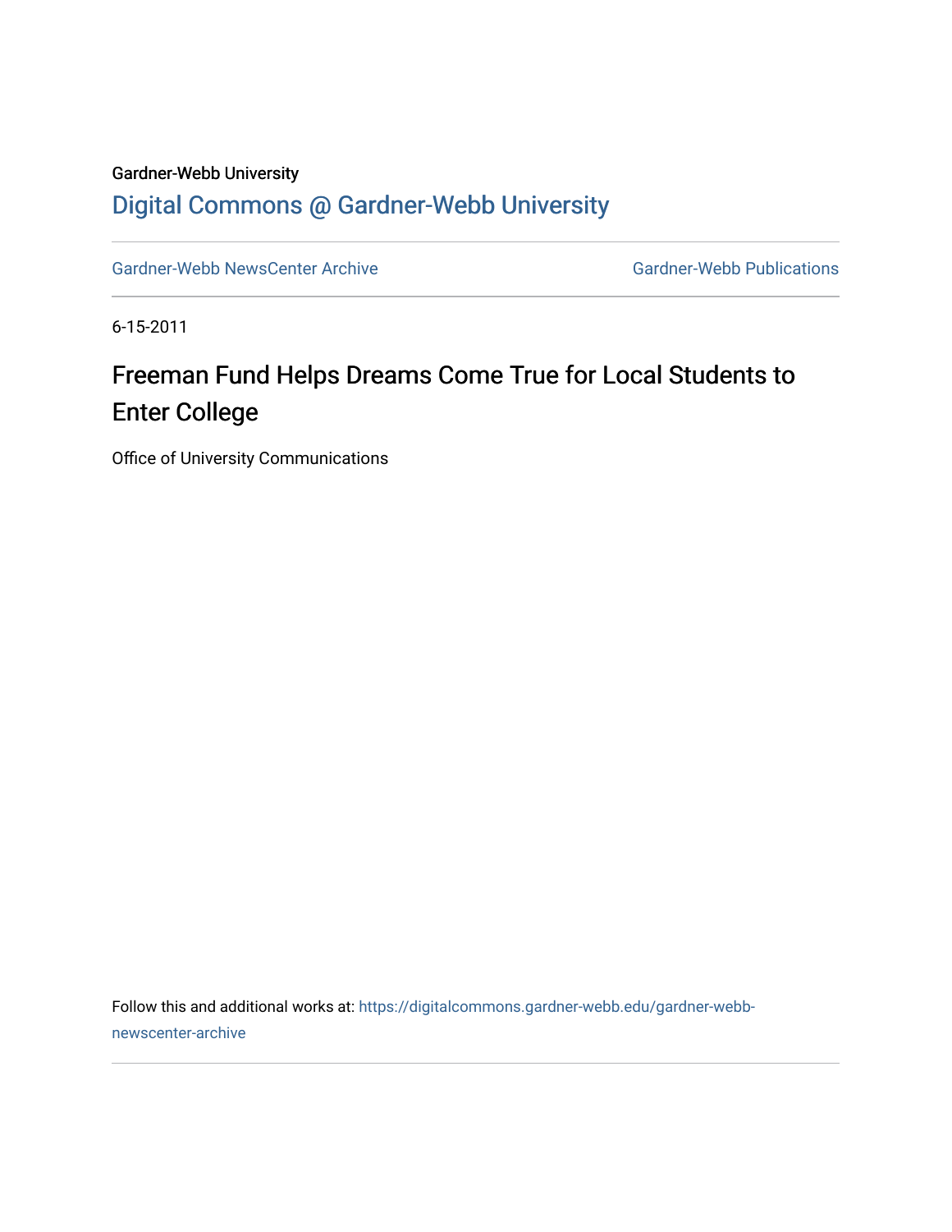Gardner-Webb University

## Digital Commons @ Gardner-Webb University

Gardner-Webb NewsCenter Archive | Gardner-Webb Publications

6-15-2011

# Freeman Fund Helps Dreams Come True for Local Students to Enter College

Office of University Communications

Follow this and additional works at: https://digitalcommons.gardner-webb.edu/gardner-webb-newscenter-archive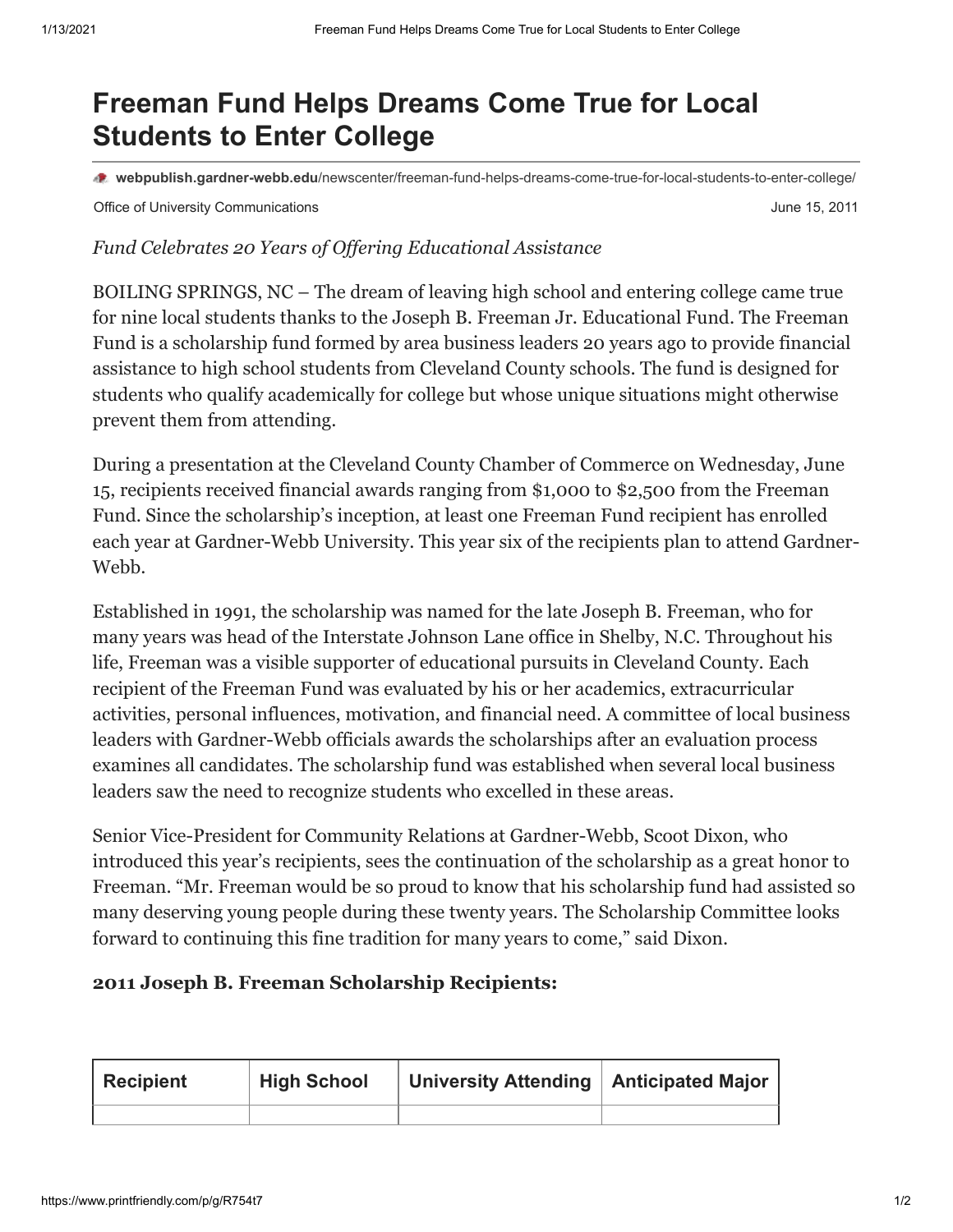# Freeman Fund Helps Dreams Come True for Local Students to Enter College

**webpublish.gardner-webb.edu**/newscenter/freeman-fund-helps-dreams-come-true-for-local-students-to-enter-college/

Office of University Communications June 15, 2011

*Fund Celebrates 20 Years of Offering Educational Assistance*

BOILING SPRINGS, NC – The dream of leaving high school and entering college came true for nine local students thanks to the Joseph B. Freeman Jr. Educational Fund. The Freeman Fund is a scholarship fund formed by area business leaders 20 years ago to provide financial assistance to high school students from Cleveland County schools. The fund is designed for students who qualify academically for college but whose unique situations might otherwise prevent them from attending.

During a presentation at the Cleveland County Chamber of Commerce on Wednesday, June 15, recipients received financial awards ranging from $1,000 to $2,500 from the Freeman Fund. Since the scholarship's inception, at least one Freeman Fund recipient has enrolled each year at Gardner-Webb University. This year six of the recipients plan to attend Gardner-Webb.

Established in 1991, the scholarship was named for the late Joseph B. Freeman, who for many years was head of the Interstate Johnson Lane office in Shelby, N.C. Throughout his life, Freeman was a visible supporter of educational pursuits in Cleveland County. Each recipient of the Freeman Fund was evaluated by his or her academics, extracurricular activities, personal influences, motivation, and financial need. A committee of local business leaders with Gardner-Webb officials awards the scholarships after an evaluation process examines all candidates. The scholarship fund was established when several local business leaders saw the need to recognize students who excelled in these areas.

Senior Vice-President for Community Relations at Gardner-Webb, Scoot Dixon, who introduced this year's recipients, sees the continuation of the scholarship as a great honor to Freeman. "Mr. Freeman would be so proud to know that his scholarship fund had assisted so many deserving young people during these twenty years. The Scholarship Committee looks forward to continuing this fine tradition for many years to come," said Dixon.

**2011 Joseph B. Freeman Scholarship Recipients:**

| Recipient | High School | University Attending | Anticipated Major |
|---|---|---|---|
| | | | |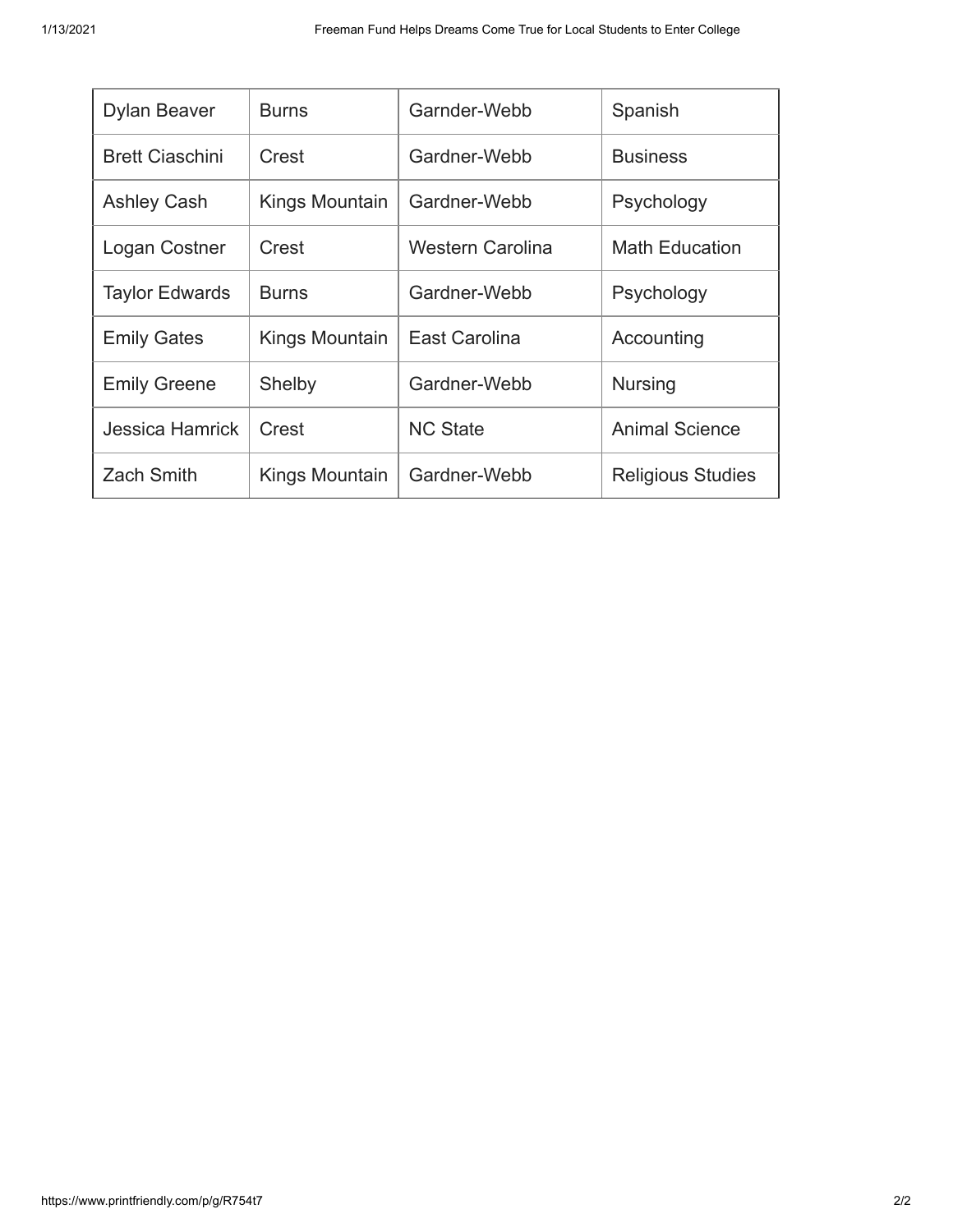| | | | |
|---|---|---|---|
| Dylan Beaver | Burns | Garnder-Webb | Spanish |
| Brett Ciaschini | Crest | Gardner-Webb | Business |
| Ashley Cash | Kings Mountain | Gardner-Webb | Psychology |
| Logan Costner | Crest | Western Carolina | Math Education |
| Taylor Edwards | Burns | Gardner-Webb | Psychology |
| Emily Gates | Kings Mountain | East Carolina | Accounting |
| Emily Greene | Shelby | Gardner-Webb | Nursing |
| Jessica Hamrick | Crest | NC State | Animal Science |
| Zach Smith | Kings Mountain | Gardner-Webb | Religious Studies |